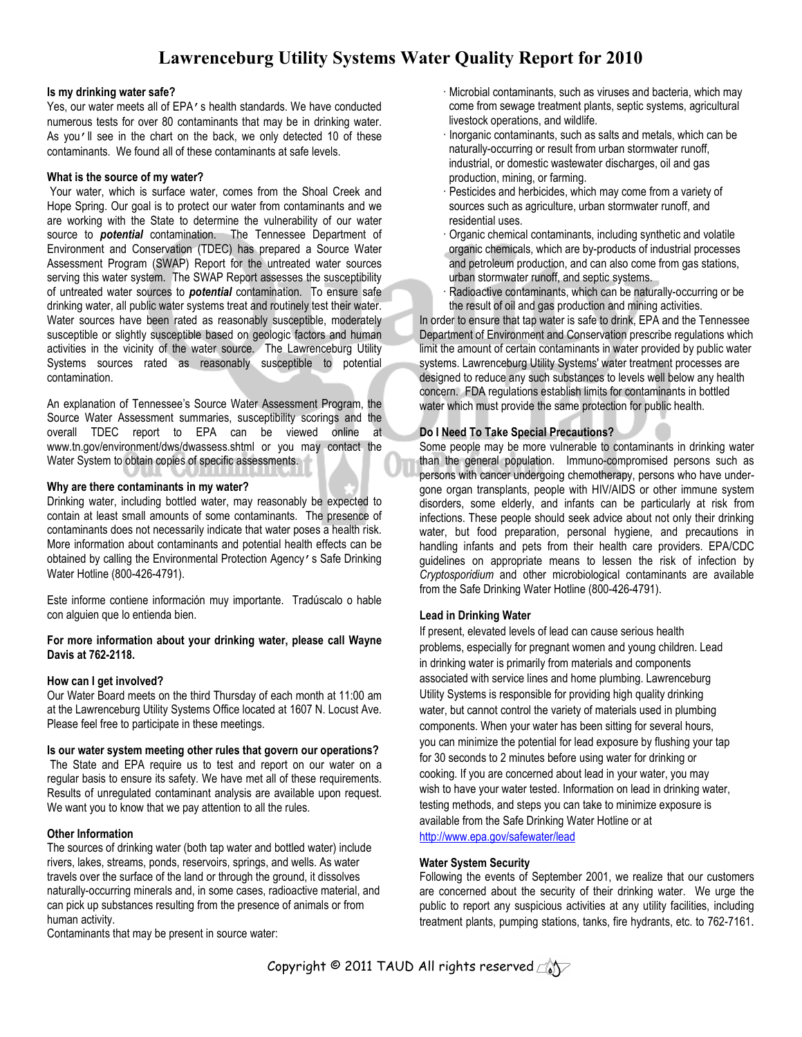# Lawrenceburg Utility Systems Water Quality Report for 2010

### Is my drinking water safe?

Yes, our water meets all of EPA's health standards. We have conducted numerous tests for over 80 contaminants that may be in drinking water. As you'll see in the chart on the back, we only detected 10 of these contaminants. We found all of these contaminants at safe levels.

### What is the source of my water?

Your water, which is surface water, comes from the Shoal Creek and Hope Spring. Our goal is to protect our water from contaminants and we are working with the State to determine the vulnerability of our water source to ***potential*** contamination. The Tennessee Department of Environment and Conservation (TDEC) has prepared a Source Water Assessment Program (SWAP) Report for the untreated water sources serving this water system. The SWAP Report assesses the susceptibility of untreated water sources to ***potential*** contamination. To ensure safe drinking water, all public water systems treat and routinely test their water. Water sources have been rated as reasonably susceptible, moderately susceptible or slightly susceptible based on geologic factors and human activities in the vicinity of the water source. The Lawrenceburg Utility Systems sources rated as reasonably susceptible to potential contamination.

An explanation of Tennessee's Source Water Assessment Program, the Source Water Assessment summaries, susceptibility scorings and the overall TDEC report to EPA can be viewed online at www.tn.gov/environment/dws/dwassess.shtml or you may contact the Water System to obtain copies of specific assessments.

### Why are there contaminants in my water?

Drinking water, including bottled water, may reasonably be expected to contain at least small amounts of some contaminants. The presence of contaminants does not necessarily indicate that water poses a health risk. More information about contaminants and potential health effects can be obtained by calling the Environmental Protection Agency's Safe Drinking Water Hotline (800-426-4791).

Este informe contiene información muy importante. Tradúscalo o hable con alguien que lo entienda bien.

**For more information about your drinking water, please call Wayne Davis at 762-2118.**

### How can I get involved?

Our Water Board meets on the third Thursday of each month at 11:00 am at the Lawrenceburg Utility Systems Office located at 1607 N. Locust Ave. Please feel free to participate in these meetings.

### Is our water system meeting other rules that govern our operations?

The State and EPA require us to test and report on our water on a regular basis to ensure its safety. We have met all of these requirements. Results of unregulated contaminant analysis are available upon request. We want you to know that we pay attention to all the rules.

### Other Information

The sources of drinking water (both tap water and bottled water) include rivers, lakes, streams, ponds, reservoirs, springs, and wells. As water travels over the surface of the land or through the ground, it dissolves naturally-occurring minerals and, in some cases, radioactive material, and can pick up substances resulting from the presence of animals or from human activity.

Contaminants that may be present in source water:

- Microbial contaminants, such as viruses and bacteria, which may come from sewage treatment plants, septic systems, agricultural livestock operations, and wildlife.
- Inorganic contaminants, such as salts and metals, which can be naturally-occurring or result from urban stormwater runoff, industrial, or domestic wastewater discharges, oil and gas production, mining, or farming.
- Pesticides and herbicides, which may come from a variety of sources such as agriculture, urban stormwater runoff, and residential uses.
- Organic chemical contaminants, including synthetic and volatile organic chemicals, which are by-products of industrial processes and petroleum production, and can also come from gas stations, urban stormwater runoff, and septic systems.
- Radioactive contaminants, which can be naturally-occurring or be the result of oil and gas production and mining activities.

In order to ensure that tap water is safe to drink, EPA and the Tennessee Department of Environment and Conservation prescribe regulations which limit the amount of certain contaminants in water provided by public water systems. Lawrenceburg Utility Systems' water treatment processes are designed to reduce any such substances to levels well below any health concern. FDA regulations establish limits for contaminants in bottled water which must provide the same protection for public health.

### Do I Need To Take Special Precautions?

Some people may be more vulnerable to contaminants in drinking water than the general population. Immuno-compromised persons such as persons with cancer undergoing chemotherapy, persons who have undergone organ transplants, people with HIV/AIDS or other immune system disorders, some elderly, and infants can be particularly at risk from infections. These people should seek advice about not only their drinking water, but food preparation, personal hygiene, and precautions in handling infants and pets from their health care providers. EPA/CDC guidelines on appropriate means to lessen the risk of infection by *Cryptosporidium* and other microbiological contaminants are available from the Safe Drinking Water Hotline (800-426-4791).

### Lead in Drinking Water

If present, elevated levels of lead can cause serious health problems, especially for pregnant women and young children. Lead in drinking water is primarily from materials and components associated with service lines and home plumbing. Lawrenceburg Utility Systems is responsible for providing high quality drinking water, but cannot control the variety of materials used in plumbing components. When your water has been sitting for several hours, you can minimize the potential for lead exposure by flushing your tap for 30 seconds to 2 minutes before using water for drinking or cooking. If you are concerned about lead in your water, you may wish to have your water tested. Information on lead in drinking water, testing methods, and steps you can take to minimize exposure is available from the Safe Drinking Water Hotline or at http://www.epa.gov/safewater/lead

### Water System Security

Following the events of September 2001, we realize that our customers are concerned about the security of their drinking water. We urge the public to report any suspicious activities at any utility facilities, including treatment plants, pumping stations, tanks, fire hydrants, etc. to 762-7161.

Copyright © 2011 TAUD All rights reserved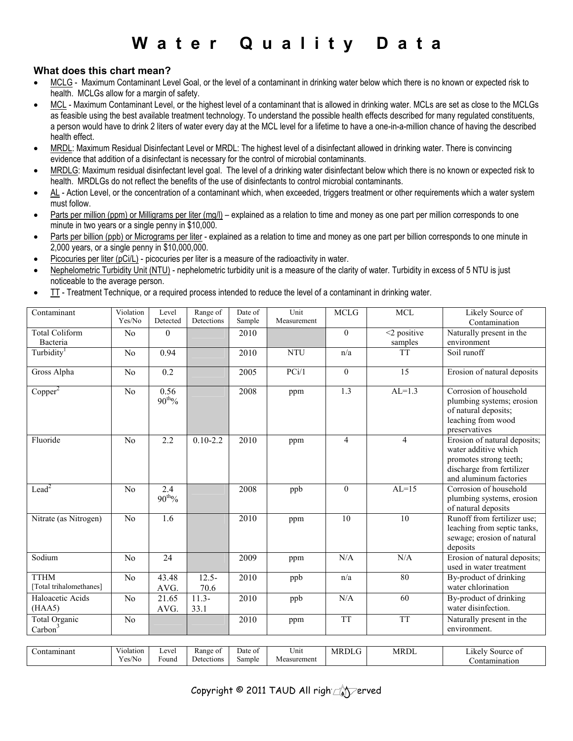# Water Quality Data

### What does this chart mean?

- MCLG - Maximum Contaminant Level Goal, or the level of a contaminant in drinking water below which there is no known or expected risk to health. MCLGs allow for a margin of safety.
- MCL - Maximum Contaminant Level, or the highest level of a contaminant that is allowed in drinking water. MCLs are set as close to the MCLGs as feasible using the best available treatment technology. To understand the possible health effects described for many regulated constituents, a person would have to drink 2 liters of water every day at the MCL level for a lifetime to have a one-in-a-million chance of having the described health effect.
- MRDL: Maximum Residual Disinfectant Level or MRDL: The highest level of a disinfectant allowed in drinking water. There is convincing evidence that addition of a disinfectant is necessary for the control of microbial contaminants.
- MRDLG: Maximum residual disinfectant level goal. The level of a drinking water disinfectant below which there is no known or expected risk to health. MRDLGs do not reflect the benefits of the use of disinfectants to control microbial contaminants.
- AL - Action Level, or the concentration of a contaminant which, when exceeded, triggers treatment or other requirements which a water system must follow.
- Parts per million (ppm) or Milligrams per liter (mg/l) – explained as a relation to time and money as one part per million corresponds to one minute in two years or a single penny in $10,000.
- Parts per billion (ppb) or Micrograms per liter - explained as a relation to time and money as one part per billion corresponds to one minute in 2,000 years, or a single penny in $10,000,000.
- Picocuries per liter (pCi/L) - picocuries per liter is a measure of the radioactivity in water.
- Nephelometric Turbidity Unit (NTU) - nephelometric turbidity unit is a measure of the clarity of water. Turbidity in excess of 5 NTU is just noticeable to the average person.
- TT - Treatment Technique, or a required process intended to reduce the level of a contaminant in drinking water.

| Contaminant | Violation Yes/No | Level Detected | Range of Detections | Date of Sample | Unit Measurement | MCLG | MCL | Likely Source of Contamination |
|---|---|---|---|---|---|---|---|---|
| Total Coliform Bacteria | No | 0 | | 2010 | | 0 | <2 positive samples | Naturally present in the environment |
| Turbidity[1] | No | 0.94 | | 2010 | NTU | n/a | TT | Soil runoff |
| Gross Alpha | No | 0.2 | | 2005 | PCi/1 | 0 | 15 | Erosion of natural deposits |
| Copper[2] | No | 0.56 90th% | | 2008 | ppm | 1.3 | AL=1.3 | Corrosion of household plumbing systems; erosion of natural deposits; leaching from wood preservatives |
| Fluoride | No | 2.2 | 0.10-2.2 | 2010 | ppm | 4 | 4 | Erosion of natural deposits; water additive which promotes strong teeth; discharge from fertilizer and aluminum factories |
| Lead[2] | No | 2.4 90th% | | 2008 | ppb | 0 | AL=15 | Corrosion of household plumbing systems, erosion of natural deposits |
| Nitrate (as Nitrogen) | No | 1.6 | | 2010 | ppm | 10 | 10 | Runoff from fertilizer use; leaching from septic tanks, sewage; erosion of natural deposits |
| Sodium | No | 24 | | 2009 | ppm | N/A | N/A | Erosion of natural deposits; used in water treatment |
| TTHM [Total trihalomethanes] | No | 43.48 AVG. | 12.5-70.6 | 2010 | ppb | n/a | 80 | By-product of drinking water chlorination |
| Haloacetic Acids (HAA5) | No | 21.65 AVG. | 11.3-33.1 | 2010 | ppb | N/A | 60 | By-product of drinking water disinfection. |
| Total Organic Carbon[3] | No | | | 2010 | ppm | TT | TT | Naturally present in the environment. |

| Contaminant | Violation Yes/No | Level Found | Range of Detections | Date of Sample | Unit Measurement | MRDLG | MRDL | Likely Source of Contamination |
|---|---|---|---|---|---|---|---|---|

Copyright © 2011 TAUD All rights reserved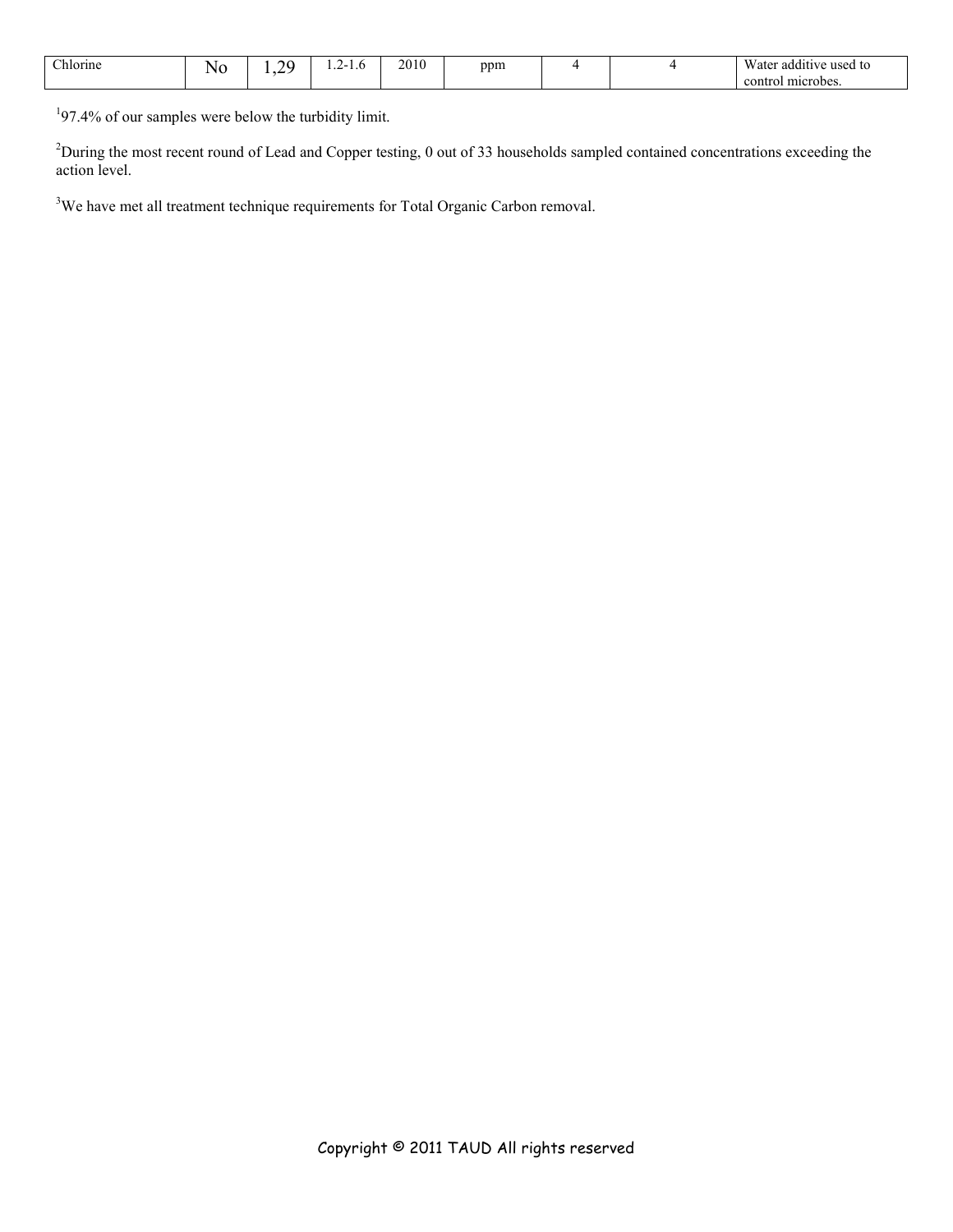| | | | | | | | | |
|---|---|---|---|---|---|---|---|---|
| Chlorine | No | 1,29 | 1.2-1.6 | 2010 | ppm | 4 | 4 | Water additive used to control microbes. |

[1]97.4% of our samples were below the turbidity limit.

[2]During the most recent round of Lead and Copper testing, 0 out of 33 households sampled contained concentrations exceeding the action level.

[3]We have met all treatment technique requirements for Total Organic Carbon removal.

Copyright © 2011 TAUD All rights reserved